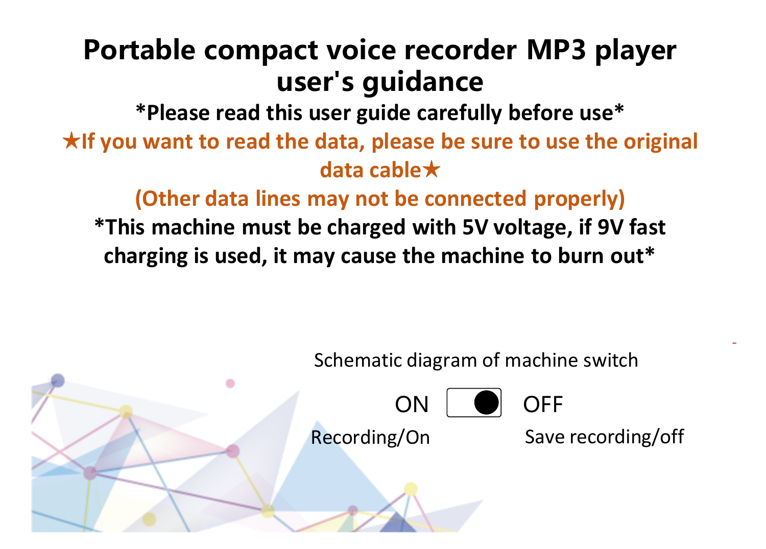# Portable compact voice recorder MP3 player user's guidance

**\*Please read this user guide carefully before use\***

**★If you want to read the data, please be sure to use the original data cable★**

**(Other data lines may not be connected properly)**

**\*This machine must be charged with 5V voltage, if 9V fast charging is used, it may cause the machine to burn out\***

Schematic diagram of machine switch

| ON | | OFF |
| --- | --- | --- |
| Recording/On | | Save recording/off |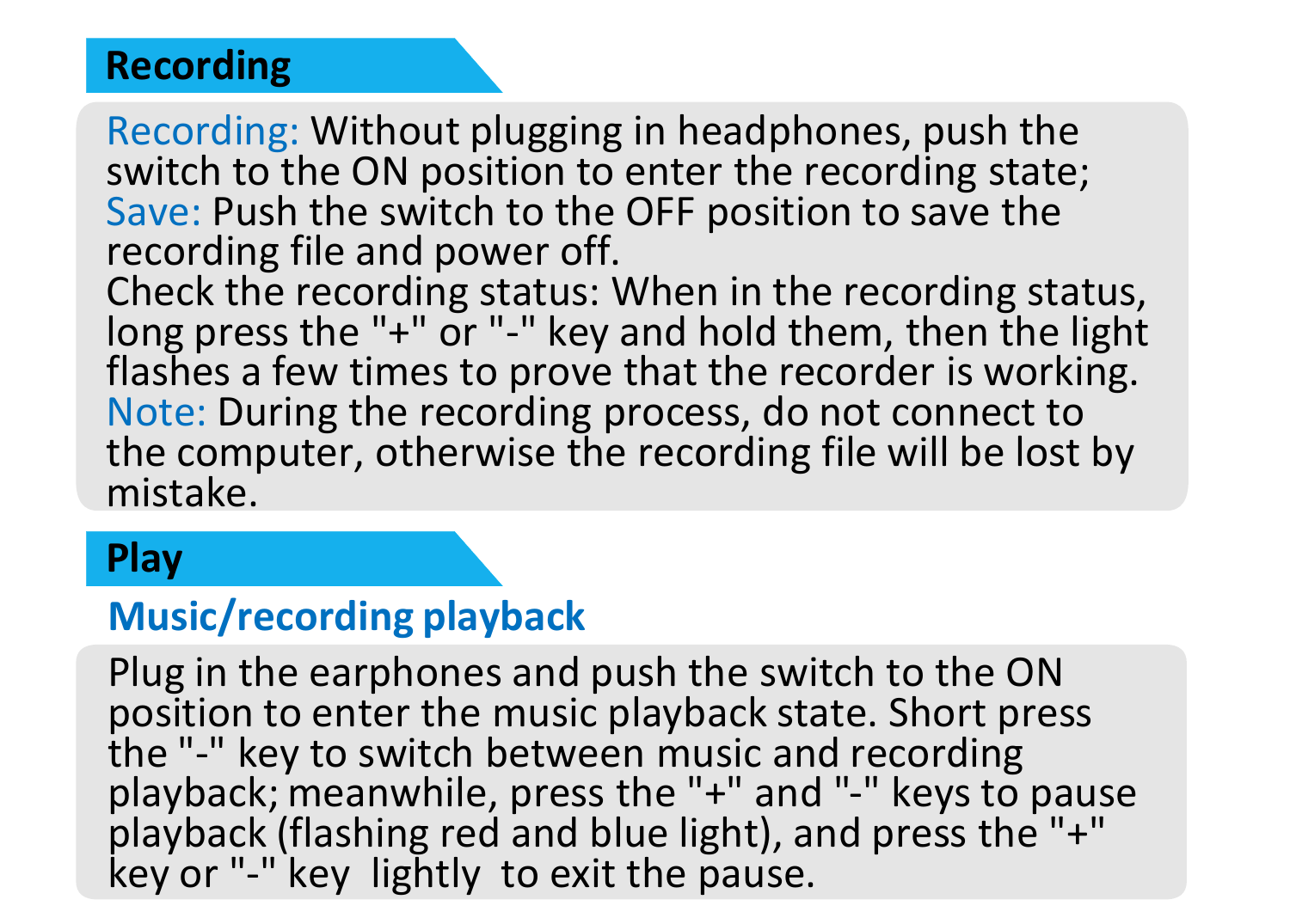## Recording

Recording: Without plugging in headphones, push the switch to the ON position to enter the recording state;
Save: Push the switch to the OFF position to save the recording file and power off.
Check the recording status: When in the recording status, long press the "+" or "-" key and hold them, then the light flashes a few times to prove that the recorder is working.
Note: During the recording process, do not connect to the computer, otherwise the recording file will be lost by mistake.

## Play

### Music/recording playback

Plug in the earphones and push the switch to the ON position to enter the music playback state. Short press the "-" key to switch between music and recording playback; meanwhile, press the "+" and "-" keys to pause playback (flashing red and blue light), and press the "+" key or "-" key lightly to exit the pause.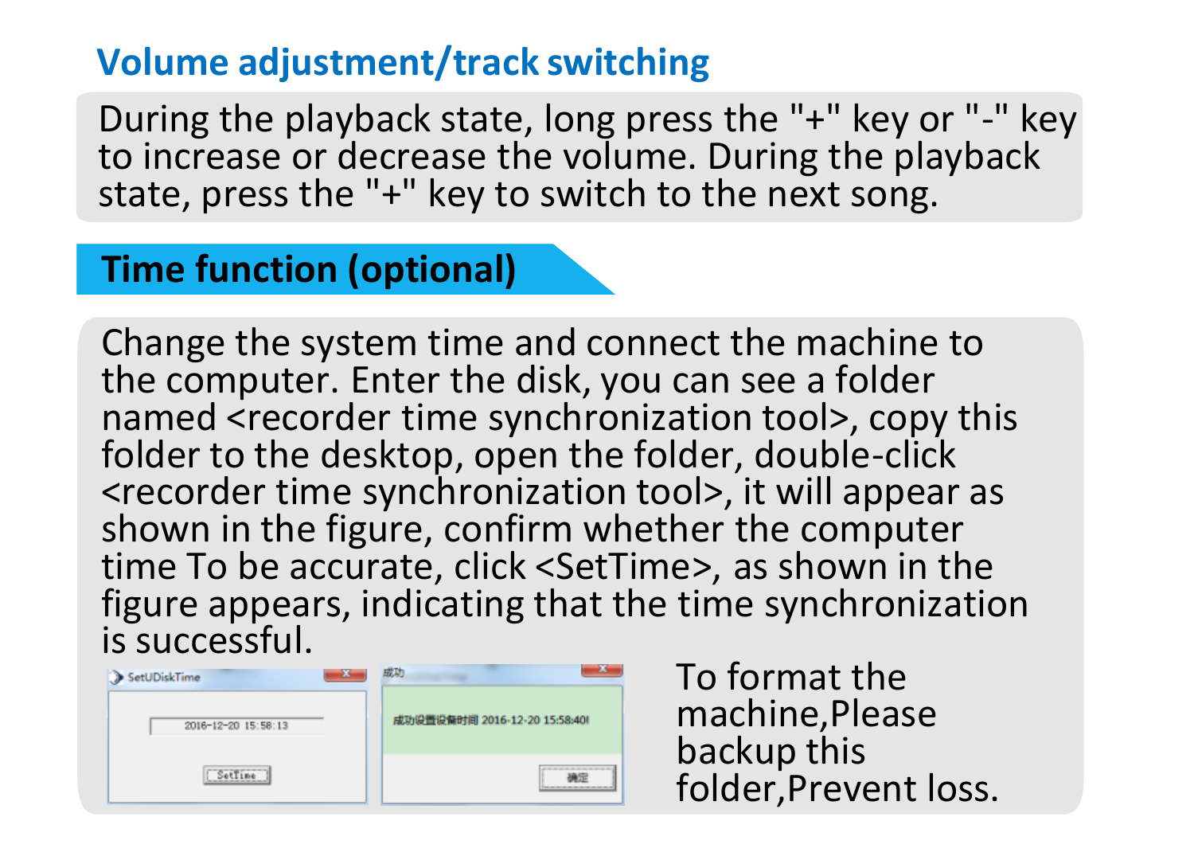## Volume adjustment/track switching

During the playback state, long press the "+" key or "-" key to increase or decrease the volume. During the playback state, press the "+" key to switch to the next song.

## Time function (optional)

Change the system time and connect the machine to the computer. Enter the disk, you can see a folder named <recorder time synchronization tool>, copy this folder to the desktop, open the folder, double-click <recorder time synchronization tool>, it will appear as shown in the figure, confirm whether the computer time To be accurate, click <SetTime>, as shown in the figure appears, indicating that the time synchronization is successful.

SetUDiskTime

2016-12-20 15:58:13

SetTime

成功

成功设置设备时间 2016-12-20 15:58:40!

确定

To format the machine,Please backup this folder,Prevent loss.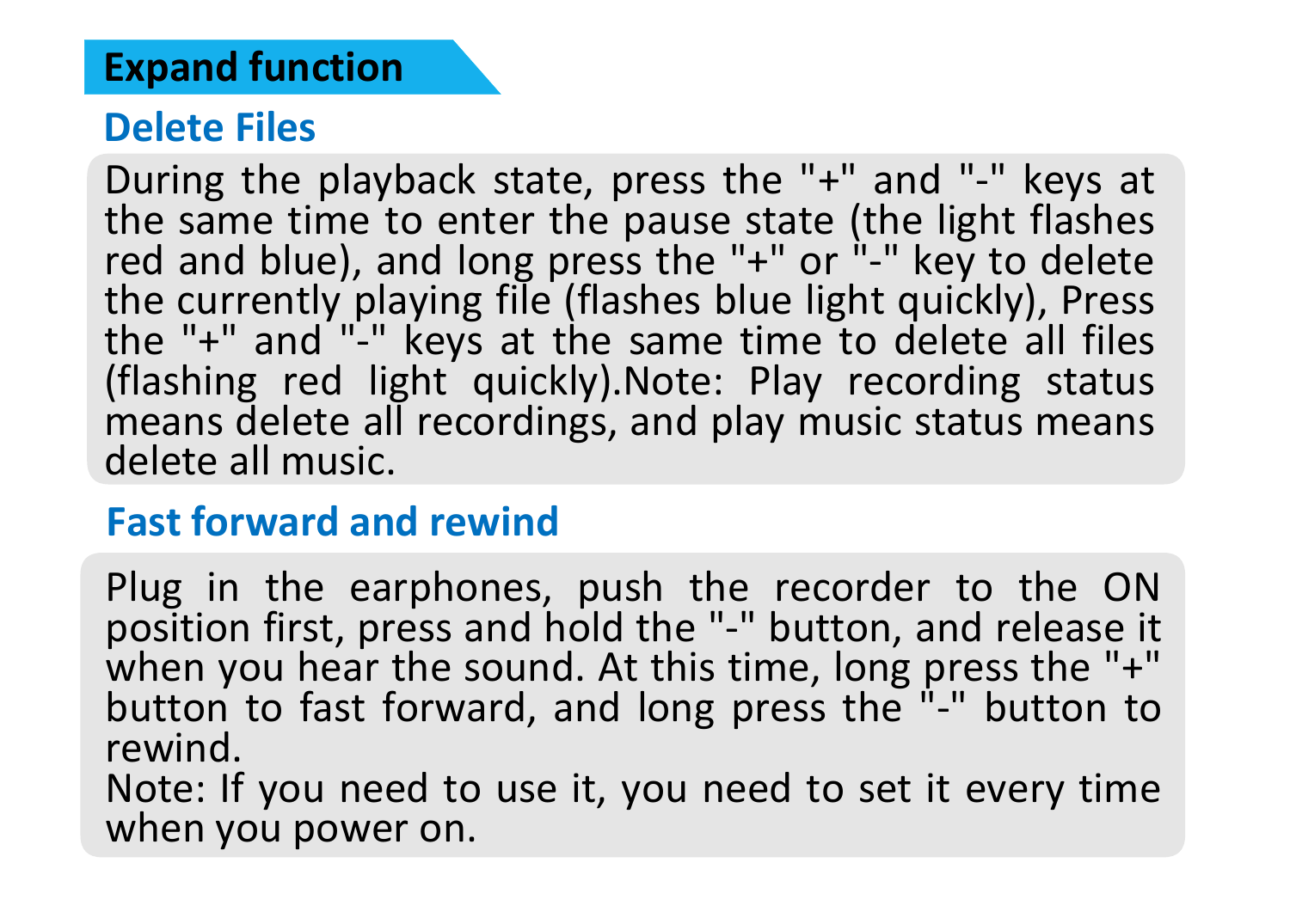## Expand function

### Delete Files

During the playback state, press the "+" and "-" keys at the same time to enter the pause state (the light flashes red and blue), and long press the "+" or "-" key to delete the currently playing file (flashes blue light quickly), Press the "+" and "-" keys at the same time to delete all files (flashing red light quickly).Note: Play recording status means delete all recordings, and play music status means delete all music.

### Fast forward and rewind

Plug in the earphones, push the recorder to the ON position first, press and hold the "-" button, and release it when you hear the sound. At this time, long press the "+" button to fast forward, and long press the "-" button to rewind.
Note: If you need to use it, you need to set it every time when you power on.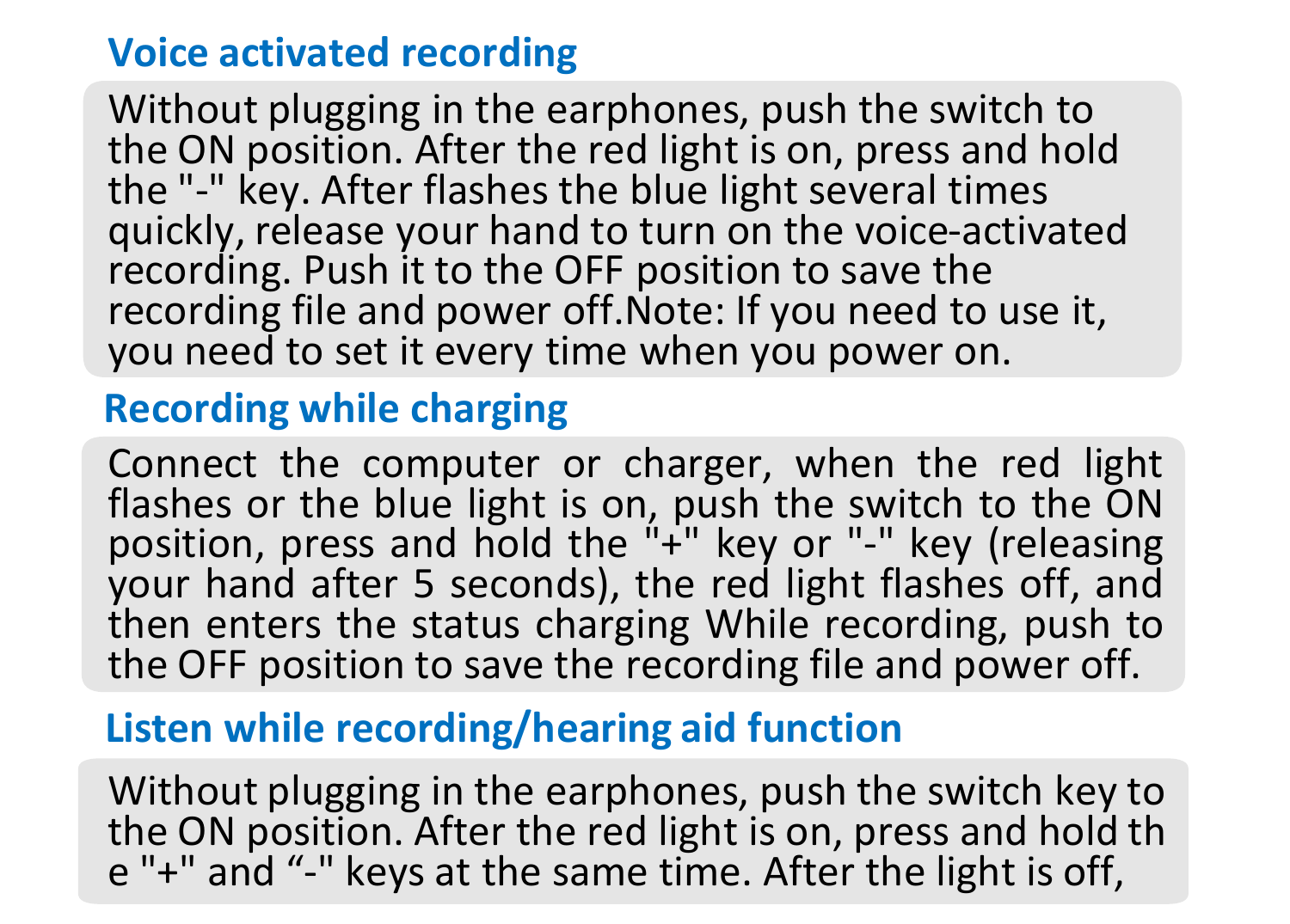## Voice activated recording

Without plugging in the earphones, push the switch to the ON position. After the red light is on, press and hold the "-" key. After flashes the blue light several times quickly, release your hand to turn on the voice-activated recording. Push it to the OFF position to save the recording file and power off.Note: If you need to use it, you need to set it every time when you power on.

## Recording while charging

Connect the computer or charger, when the red light flashes or the blue light is on, push the switch to the ON position, press and hold the "+" key or "-" key (releasing your hand after 5 seconds), the red light flashes off, and then enters the status charging While recording, push to the OFF position to save the recording file and power off.

## Listen while recording/hearing aid function

Without plugging in the earphones, push the switch key to the ON position. After the red light is on, press and hold th e "+" and “-" keys at the same time. After the light is off,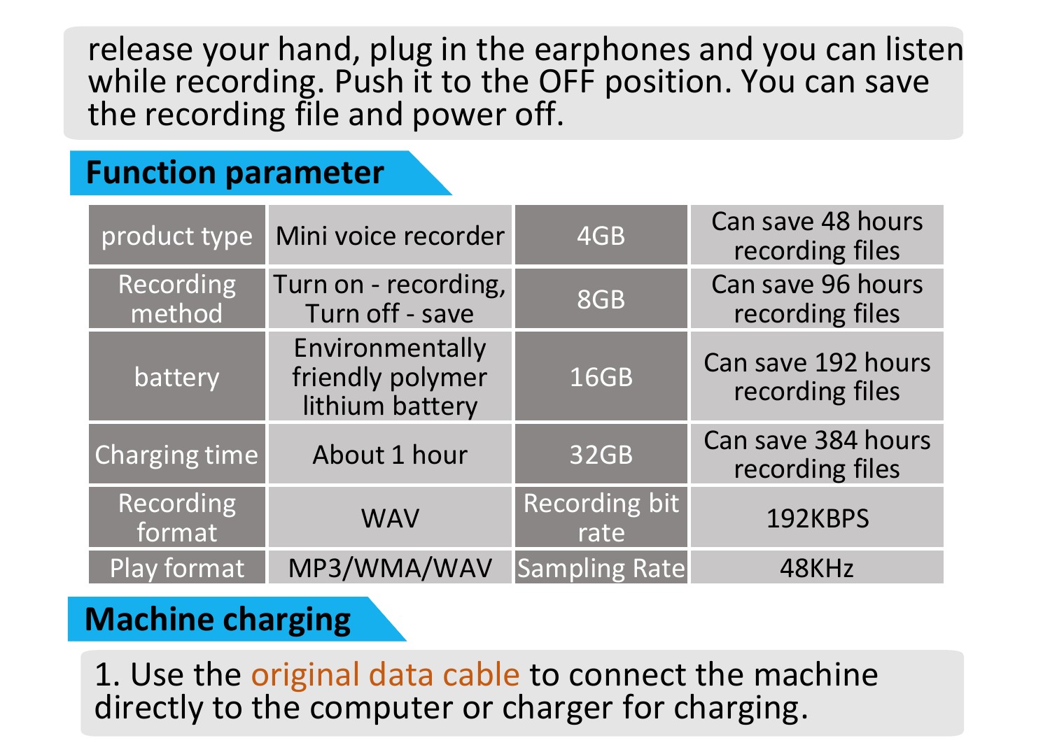release your hand, plug in the earphones and you can listen while recording. Push it to the OFF position. You can save the recording file and power off.

## Function parameter

| product type | Mini voice recorder | 4GB | Can save 48 hours recording files |
|---|---|---|---|
| Recording method | Turn on - recording, Turn off - save | 8GB | Can save 96 hours recording files |
| battery | Environmentally friendly polymer lithium battery | 16GB | Can save 192 hours recording files |
| Charging time | About 1 hour | 32GB | Can save 384 hours recording files |
| Recording format | WAV | Recording bit rate | 192KBPS |
| Play format | MP3/WMA/WAV | Sampling Rate | 48KHz |

## Machine charging

1. Use the original data cable to connect the machine directly to the computer or charger for charging.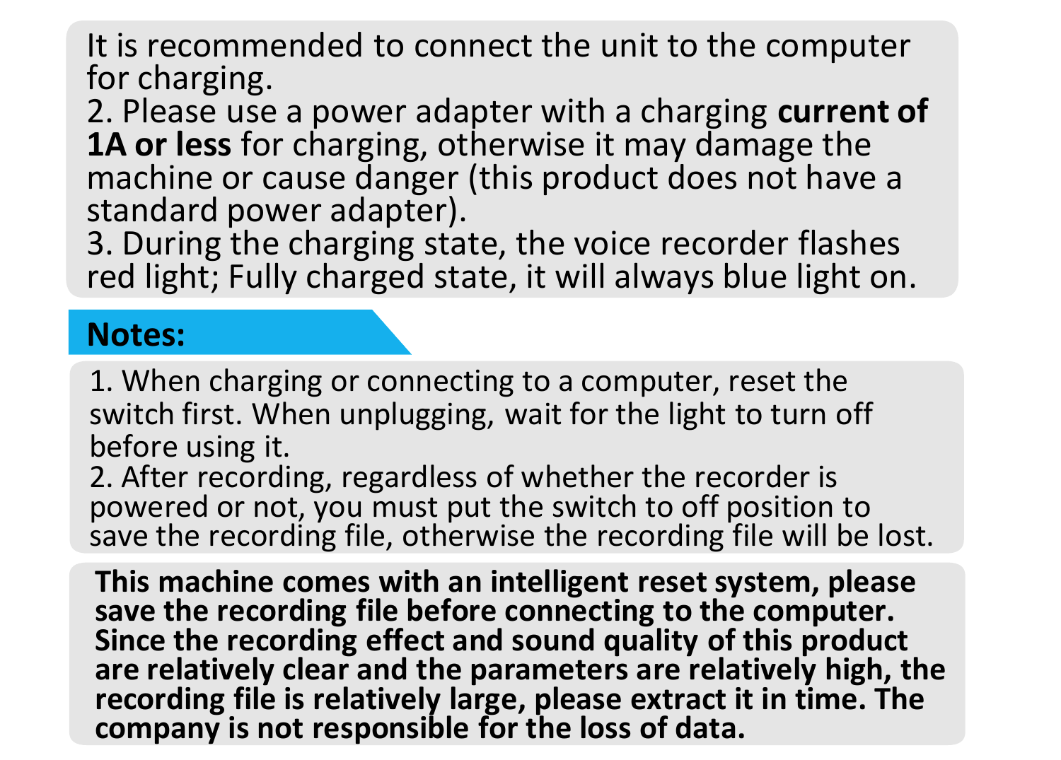It is recommended to connect the unit to the computer for charging.

2. Please use a power adapter with a charging **current of 1A or less** for charging, otherwise it may damage the machine or cause danger (this product does not have a standard power adapter).

3. During the charging state, the voice recorder flashes red light; Fully charged state, it will always blue light on.

## Notes:

1. When charging or connecting to a computer, reset the switch first. When unplugging, wait for the light to turn off before using it.
2. After recording, regardless of whether the recorder is powered or not, you must put the switch to off position to save the recording file, otherwise the recording file will be lost.

**This machine comes with an intelligent reset system, please save the recording file before connecting to the computer. Since the recording effect and sound quality of this product are relatively clear and the parameters are relatively high, the recording file is relatively large, please extract it in time. The company is not responsible for the loss of data.**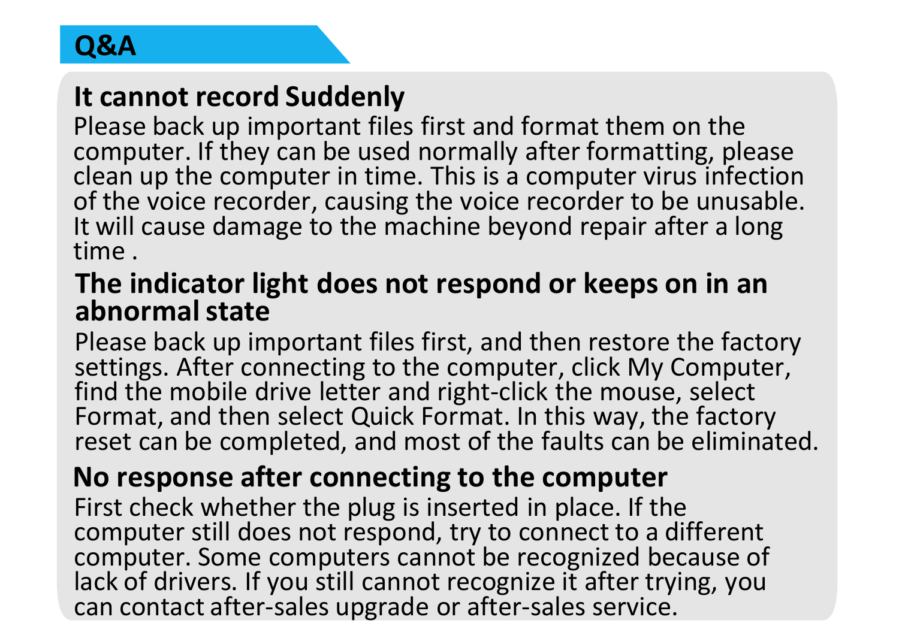## Q&A

### It cannot record Suddenly

Please back up important files first and format them on the computer. If they can be used normally after formatting, please clean up the computer in time. This is a computer virus infection of the voice recorder, causing the voice recorder to be unusable. It will cause damage to the machine beyond repair after a long time .

### The indicator light does not respond or keeps on in an abnormal state

Please back up important files first, and then restore the factory settings. After connecting to the computer, click My Computer, find the mobile drive letter and right-click the mouse, select Format, and then select Quick Format. In this way, the factory reset can be completed, and most of the faults can be eliminated.

### No response after connecting to the computer

First check whether the plug is inserted in place. If the computer still does not respond, try to connect to a different computer. Some computers cannot be recognized because of lack of drivers. If you still cannot recognize it after trying, you can contact after-sales upgrade or after-sales service.